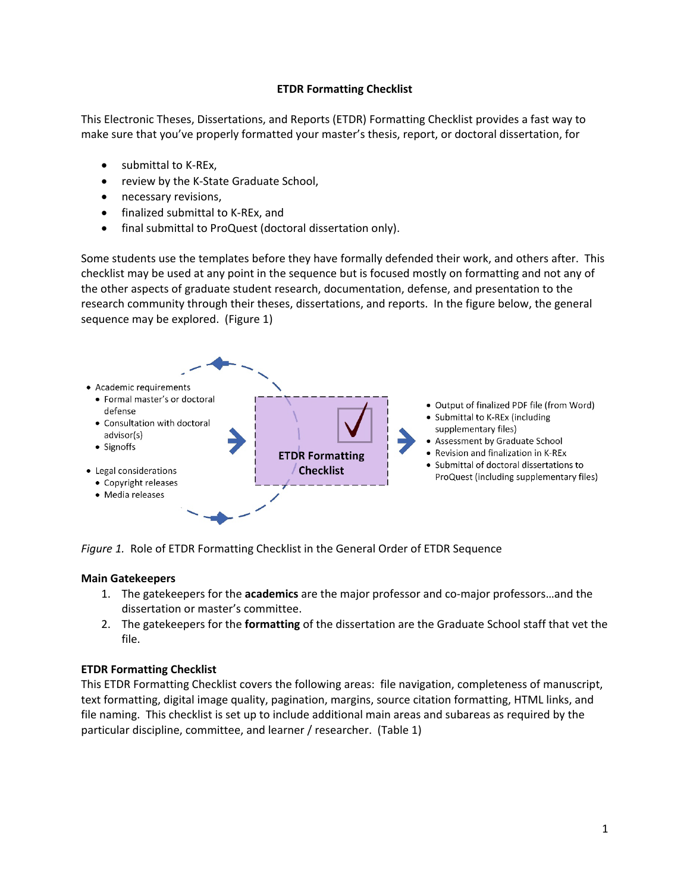**ETDR Formatting Checklist**

This Electronic Theses, Dissertations, and Reports (ETDR) Formatting Checklist provides a fast way to make sure that you've properly formatted your master's thesis, report, or doctoral dissertation, for

- submittal to K-REx,
- review by the K-State Graduate School,
- necessary revisions,
- finalized submittal to K-REx, and
- final submittal to ProQuest (doctoral dissertation only).

Some students use the templates before they have formally defended their work, and others after. This checklist may be used at any point in the sequence but is focused mostly on formatting and not any of the other aspects of graduate student research, documentation, defense, and presentation to the research community through their theses, dissertations, and reports. In the figure below, the general sequence may be explored. (Figure 1)

- Academic requirements
  - Formal master's or doctoral defense
  - Consultation with doctoral advisor(s)
  - Signoffs
- Legal considerations
  - Copyright releases
  - Media releases

ETDR Formatting Checklist

- Output of finalized PDF file (from Word)
- Submittal to K-REx (including supplementary files)
- Assessment by Graduate School
- Revision and finalization in K-REx
- Submittal of doctoral dissertations to ProQuest (including supplementary files)

*Figure 1.* Role of ETDR Formatting Checklist in the General Order of ETDR Sequence

**Main Gatekeepers**

1. The gatekeepers for the **academics** are the major professor and co-major professors…and the dissertation or master's committee.
2. The gatekeepers for the **formatting** of the dissertation are the Graduate School staff that vet the file.

**ETDR Formatting Checklist**

This ETDR Formatting Checklist covers the following areas: file navigation, completeness of manuscript, text formatting, digital image quality, pagination, margins, source citation formatting, HTML links, and file naming. This checklist is set up to include additional main areas and subareas as required by the particular discipline, committee, and learner / researcher. (Table 1)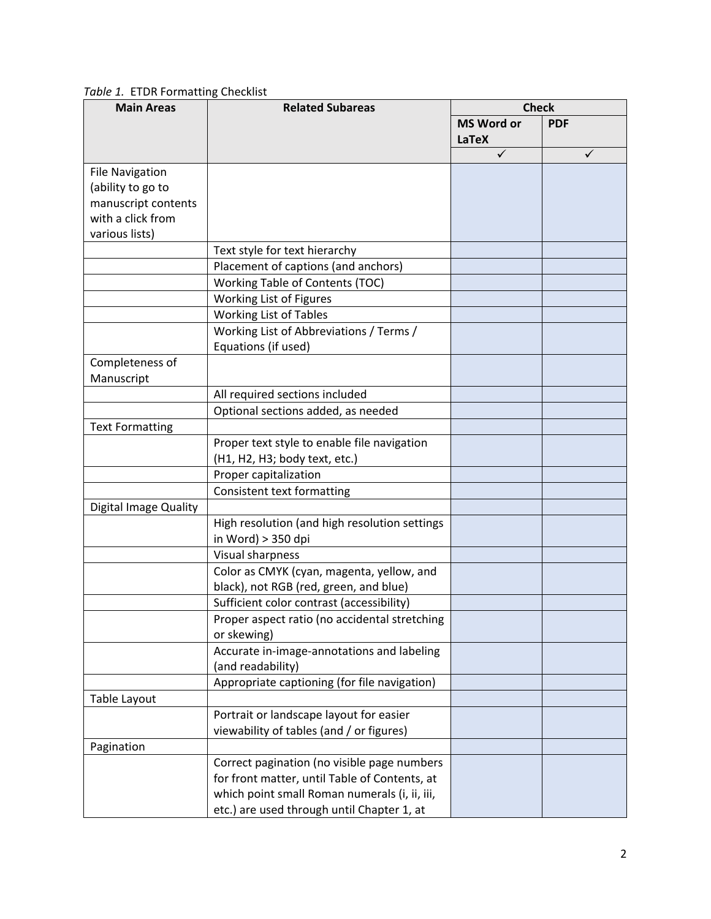*Table 1.* ETDR Formatting Checklist

| Main Areas | Related Subareas | Check | |
|---|---|---|---|
| | | MS Word or LaTeX | PDF |
| | | ✓ | ✓ |
| File Navigation (ability to go to manuscript contents with a click from various lists) | | | |
| | Text style for text hierarchy | | |
| | Placement of captions (and anchors) | | |
| | Working Table of Contents (TOC) | | |
| | Working List of Figures | | |
| | Working List of Tables | | |
| | Working List of Abbreviations / Terms / Equations (if used) | | |
| Completeness of Manuscript | | | |
| | All required sections included | | |
| | Optional sections added, as needed | | |
| Text Formatting | | | |
| | Proper text style to enable file navigation (H1, H2, H3; body text, etc.) | | |
| | Proper capitalization | | |
| | Consistent text formatting | | |
| Digital Image Quality | | | |
| | High resolution (and high resolution settings in Word) > 350 dpi | | |
| | Visual sharpness | | |
| | Color as CMYK (cyan, magenta, yellow, and black), not RGB (red, green, and blue) | | |
| | Sufficient color contrast (accessibility) | | |
| | Proper aspect ratio (no accidental stretching or skewing) | | |
| | Accurate in-image-annotations and labeling (and readability) | | |
| | Appropriate captioning (for file navigation) | | |
| Table Layout | | | |
| | Portrait or landscape layout for easier viewability of tables (and / or figures) | | |
| Pagination | | | |
| | Correct pagination (no visible page numbers for front matter, until Table of Contents, at which point small Roman numerals (i, ii, iii, etc.) are used through until Chapter 1, at | | |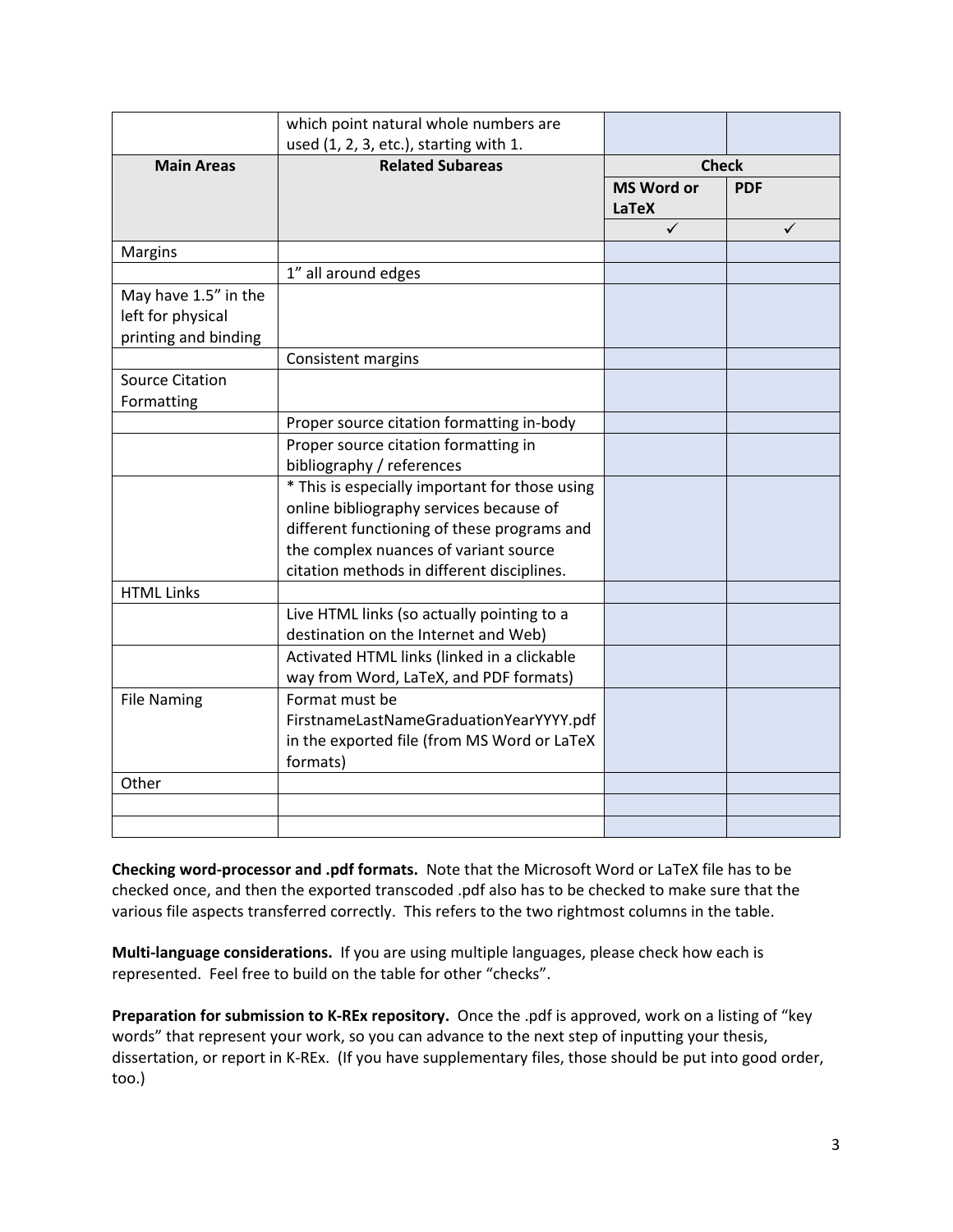| | which point natural whole numbers are used (1, 2, 3, etc.), starting with 1. | | |
|---|---|---|---|
| **Main Areas** | **Related Subareas** | **Check** | |
| | | **MS Word or LaTeX** | **PDF** |
| | | ✓ | ✓ |
| Margins | | | |
| | 1” all around edges | | |
| May have 1.5” in the left for physical printing and binding | | | |
| | Consistent margins | | |
| Source Citation Formatting | | | |
| | Proper source citation formatting in-body | | |
| | Proper source citation formatting in bibliography / references | | |
| | * This is especially important for those using online bibliography services because of different functioning of these programs and the complex nuances of variant source citation methods in different disciplines. | | |
| HTML Links | | | |
| | Live HTML links (so actually pointing to a destination on the Internet and Web) | | |
| | Activated HTML links (linked in a clickable way from Word, LaTeX, and PDF formats) | | |
| File Naming | Format must be FirstnameLastNameGraduationYearYYYY.pdf in the exported file (from MS Word or LaTeX formats) | | |
| Other | | | |
| | | | |
| | | | |

**Checking word-processor and .pdf formats.** Note that the Microsoft Word or LaTeX file has to be checked once, and then the exported transcoded .pdf also has to be checked to make sure that the various file aspects transferred correctly. This refers to the two rightmost columns in the table.

**Multi-language considerations.** If you are using multiple languages, please check how each is represented. Feel free to build on the table for other “checks”.

**Preparation for submission to K-REx repository.** Once the .pdf is approved, work on a listing of “key words” that represent your work, so you can advance to the next step of inputting your thesis, dissertation, or report in K-REx. (If you have supplementary files, those should be put into good order, too.)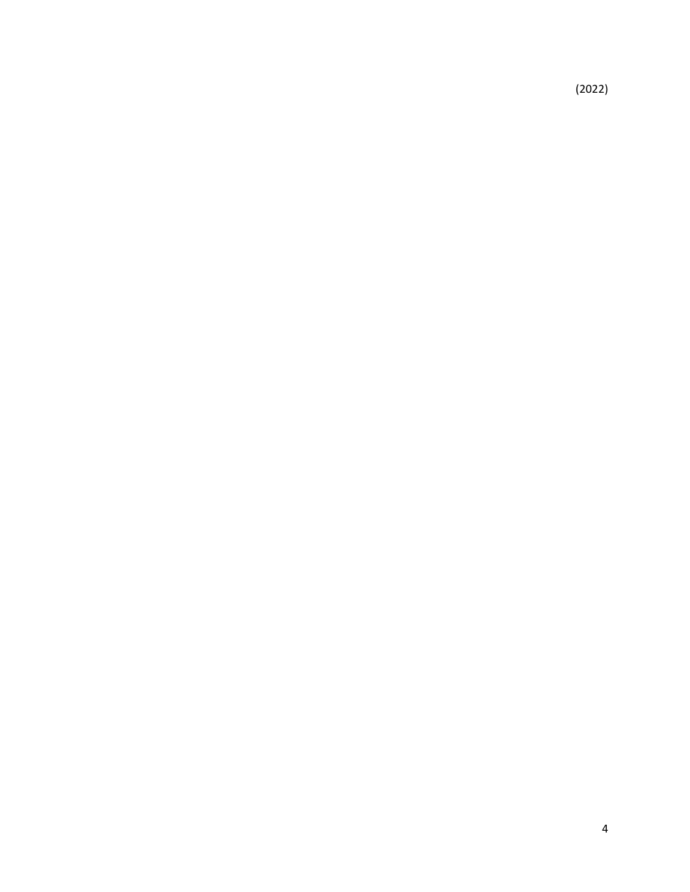(2022)